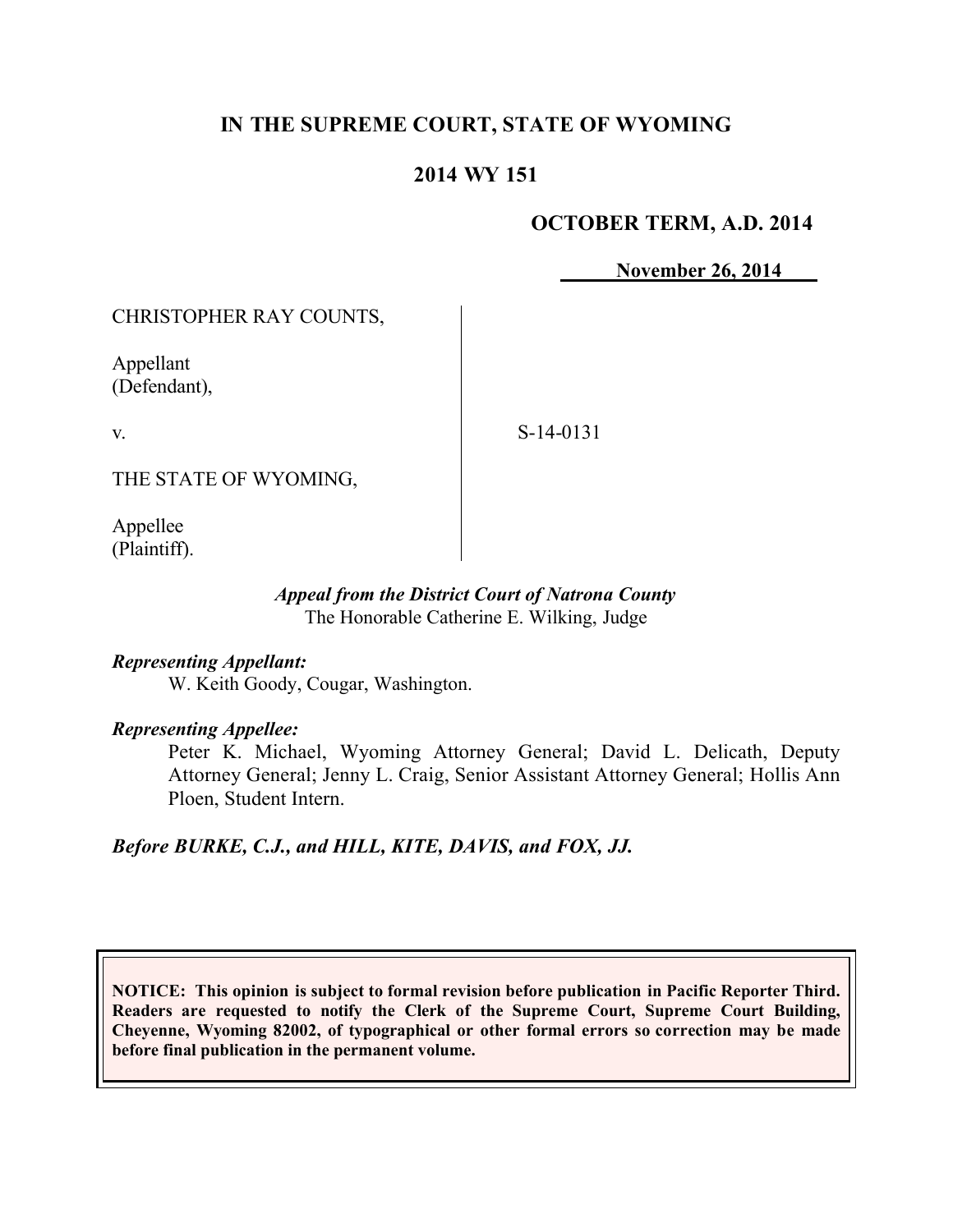# IN THE SUPREME COURT, STATE OF WYOMING

## 2014 WY 151

**OCTOBER TERM, A.D. 2014**

**November 26, 2014**

CHRISTOPHER RAY COUNTS,

Appellant
(Defendant),

v.

S-14-0131

THE STATE OF WYOMING,

Appellee
(Plaintiff).

***Appeal from the District Court of Natrona County***
The Honorable Catherine E. Wilking, Judge

***Representing Appellant:***
W. Keith Goody, Cougar, Washington.

***Representing Appellee:***
Peter K. Michael, Wyoming Attorney General; David L. Delicath, Deputy Attorney General; Jenny L. Craig, Senior Assistant Attorney General; Hollis Ann Ploen, Student Intern.

***Before BURKE, C.J., and HILL, KITE, DAVIS, and FOX, JJ.***

**NOTICE: This opinion is subject to formal revision before publication in Pacific Reporter Third. Readers are requested to notify the Clerk of the Supreme Court, Supreme Court Building, Cheyenne, Wyoming 82002, of typographical or other formal errors so correction may be made before final publication in the permanent volume.**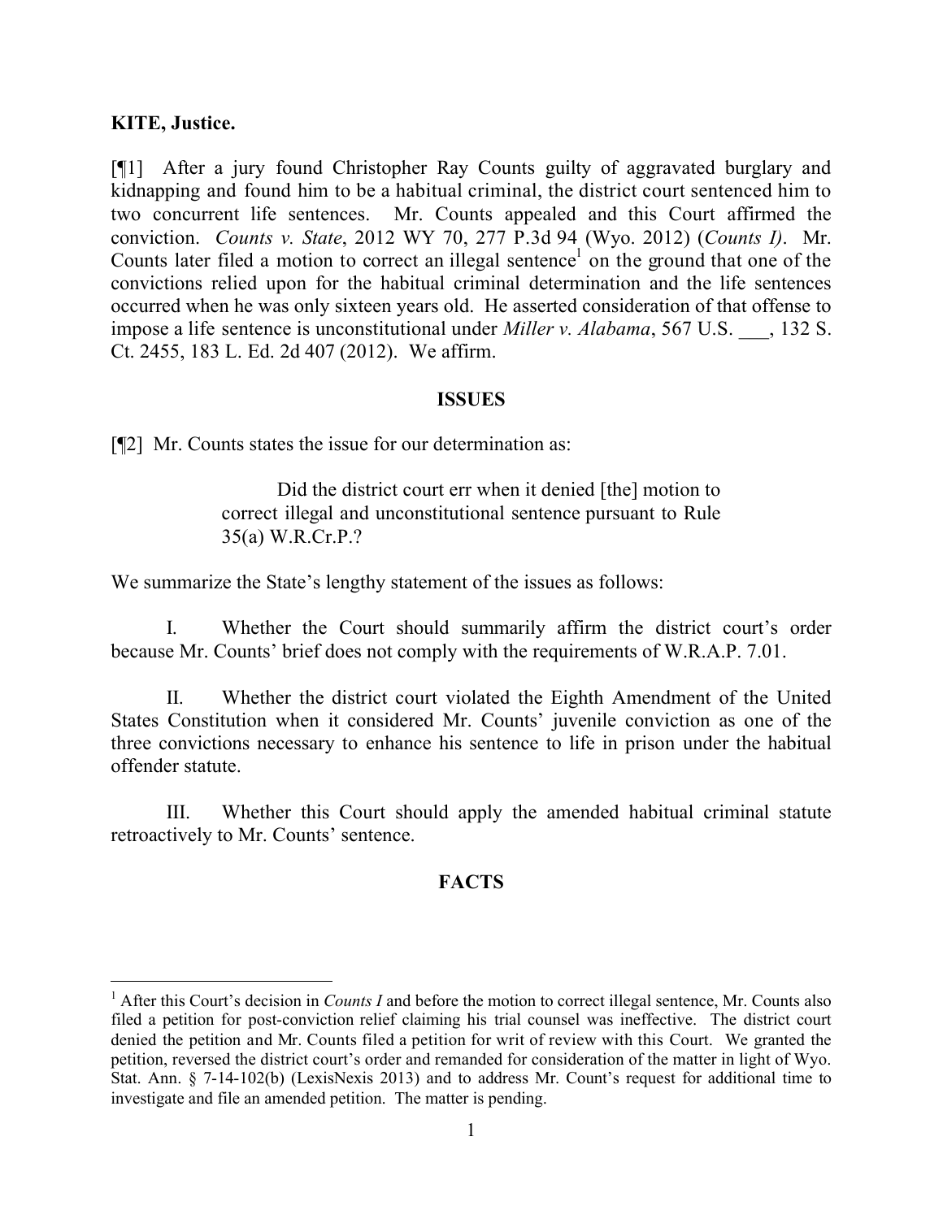**KITE, Justice.**

[¶1] After a jury found Christopher Ray Counts guilty of aggravated burglary and kidnapping and found him to be a habitual criminal, the district court sentenced him to two concurrent life sentences. Mr. Counts appealed and this Court affirmed the conviction. *Counts v. State*, 2012 WY 70, 277 P.3d 94 (Wyo. 2012) (*Counts I)*. Mr. Counts later filed a motion to correct an illegal sentence[1] on the ground that one of the convictions relied upon for the habitual criminal determination and the life sentences occurred when he was only sixteen years old. He asserted consideration of that offense to impose a life sentence is unconstitutional under *Miller v. Alabama*, 567 U.S. ___, 132 S. Ct. 2455, 183 L. Ed. 2d 407 (2012). We affirm.

## ISSUES

[¶2] Mr. Counts states the issue for our determination as:

> Did the district court err when it denied [the] motion to correct illegal and unconstitutional sentence pursuant to Rule 35(a) W.R.Cr.P.?

We summarize the State's lengthy statement of the issues as follows:

I. Whether the Court should summarily affirm the district court's order because Mr. Counts' brief does not comply with the requirements of W.R.A.P. 7.01.

II. Whether the district court violated the Eighth Amendment of the United States Constitution when it considered Mr. Counts' juvenile conviction as one of the three convictions necessary to enhance his sentence to life in prison under the habitual offender statute.

III. Whether this Court should apply the amended habitual criminal statute retroactively to Mr. Counts' sentence.

## FACTS

[1] After this Court's decision in *Counts I* and before the motion to correct illegal sentence, Mr. Counts also filed a petition for post-conviction relief claiming his trial counsel was ineffective. The district court denied the petition and Mr. Counts filed a petition for writ of review with this Court. We granted the petition, reversed the district court's order and remanded for consideration of the matter in light of Wyo. Stat. Ann. § 7-14-102(b) (LexisNexis 2013) and to address Mr. Count's request for additional time to investigate and file an amended petition. The matter is pending.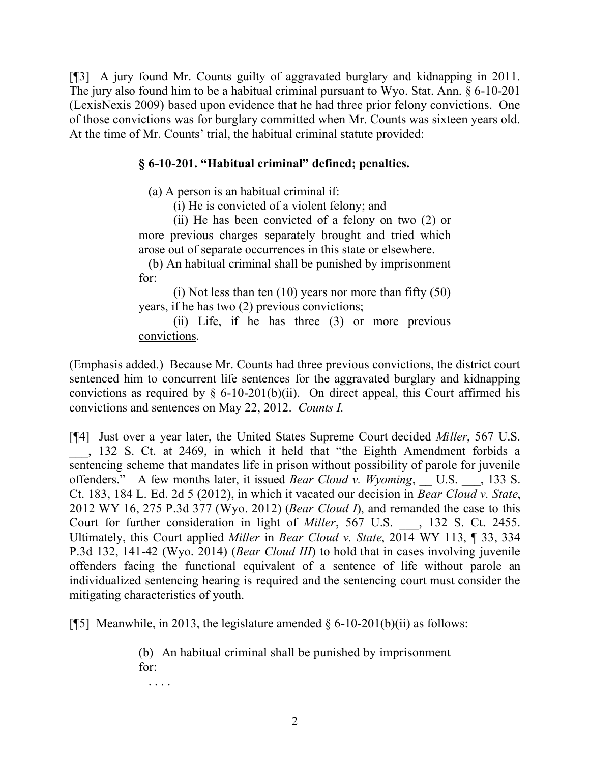[¶3] A jury found Mr. Counts guilty of aggravated burglary and kidnapping in 2011. The jury also found him to be a habitual criminal pursuant to Wyo. Stat. Ann. § 6-10-201 (LexisNexis 2009) based upon evidence that he had three prior felony convictions. One of those convictions was for burglary committed when Mr. Counts was sixteen years old. At the time of Mr. Counts' trial, the habitual criminal statute provided:

> **§ 6-10-201. "Habitual criminal" defined; penalties.**
>
> (a) A person is an habitual criminal if:
>
> (i) He is convicted of a violent felony; and
>
> (ii) He has been convicted of a felony on two (2) or more previous charges separately brought and tried which arose out of separate occurrences in this state or elsewhere.
>
> (b) An habitual criminal shall be punished by imprisonment for:
>
> (i) Not less than ten (10) years nor more than fifty (50) years, if he has two (2) previous convictions;
>
> (ii) <u>Life, if he has three (3) or more previous convictions</u>.

(Emphasis added.) Because Mr. Counts had three previous convictions, the district court sentenced him to concurrent life sentences for the aggravated burglary and kidnapping convictions as required by § 6-10-201(b)(ii). On direct appeal, this Court affirmed his convictions and sentences on May 22, 2012. *Counts I.*

[¶4] Just over a year later, the United States Supreme Court decided *Miller*, 567 U.S. ___, 132 S. Ct. at 2469, in which it held that "the Eighth Amendment forbids a sentencing scheme that mandates life in prison without possibility of parole for juvenile offenders." A few months later, it issued *Bear Cloud v. Wyoming*, __ U.S. ___, 133 S. Ct. 183, 184 L. Ed. 2d 5 (2012), in which it vacated our decision in *Bear Cloud v. State*, 2012 WY 16, 275 P.3d 377 (Wyo. 2012) (*Bear Cloud I*), and remanded the case to this Court for further consideration in light of *Miller*, 567 U.S. ___, 132 S. Ct. 2455. Ultimately, this Court applied *Miller* in *Bear Cloud v. State*, 2014 WY 113, ¶ 33, 334 P.3d 132, 141-42 (Wyo. 2014) (*Bear Cloud III*) to hold that in cases involving juvenile offenders facing the functional equivalent of a sentence of life without parole an individualized sentencing hearing is required and the sentencing court must consider the mitigating characteristics of youth.

[¶5] Meanwhile, in 2013, the legislature amended § 6-10-201(b)(ii) as follows:

> (b) An habitual criminal shall be punished by imprisonment for:
>
> . . . .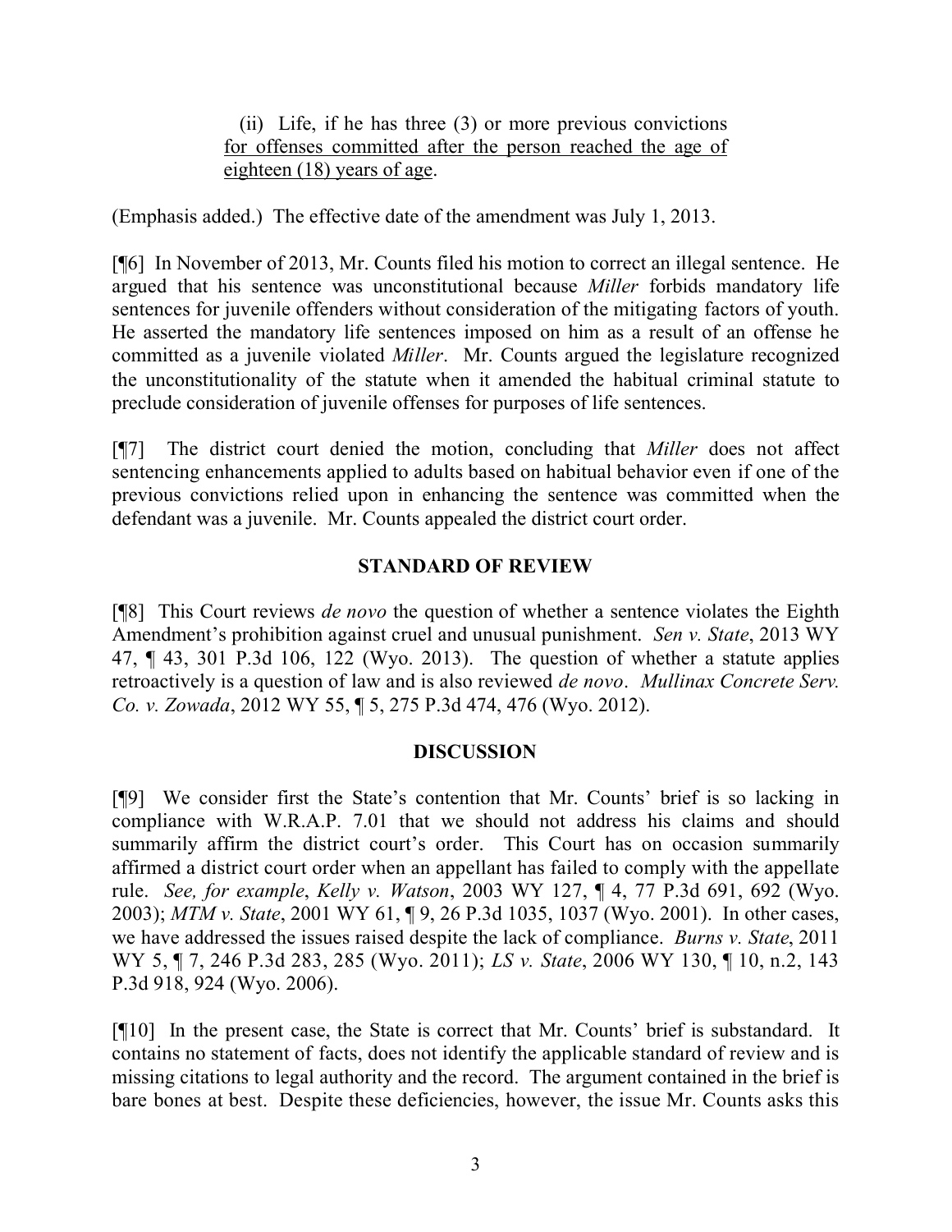> (ii) Life, if he has three (3) or more previous convictions <u>for offenses committed after the person reached the age of eighteen (18) years of age</u>.

(Emphasis added.) The effective date of the amendment was July 1, 2013.

[¶6] In November of 2013, Mr. Counts filed his motion to correct an illegal sentence. He argued that his sentence was unconstitutional because *Miller* forbids mandatory life sentences for juvenile offenders without consideration of the mitigating factors of youth. He asserted the mandatory life sentences imposed on him as a result of an offense he committed as a juvenile violated *Miller*. Mr. Counts argued the legislature recognized the unconstitutionality of the statute when it amended the habitual criminal statute to preclude consideration of juvenile offenses for purposes of life sentences.

[¶7] The district court denied the motion, concluding that *Miller* does not affect sentencing enhancements applied to adults based on habitual behavior even if one of the previous convictions relied upon in enhancing the sentence was committed when the defendant was a juvenile. Mr. Counts appealed the district court order.

## STANDARD OF REVIEW

[¶8] This Court reviews *de novo* the question of whether a sentence violates the Eighth Amendment's prohibition against cruel and unusual punishment. *Sen v. State*, 2013 WY 47, ¶ 43, 301 P.3d 106, 122 (Wyo. 2013). The question of whether a statute applies retroactively is a question of law and is also reviewed *de novo*. *Mullinax Concrete Serv. Co. v. Zowada*, 2012 WY 55, ¶ 5, 275 P.3d 474, 476 (Wyo. 2012).

## DISCUSSION

[¶9] We consider first the State's contention that Mr. Counts' brief is so lacking in compliance with W.R.A.P. 7.01 that we should not address his claims and should summarily affirm the district court's order. This Court has on occasion summarily affirmed a district court order when an appellant has failed to comply with the appellate rule. *See, for example*, *Kelly v. Watson*, 2003 WY 127, ¶ 4, 77 P.3d 691, 692 (Wyo. 2003); *MTM v. State*, 2001 WY 61, ¶ 9, 26 P.3d 1035, 1037 (Wyo. 2001). In other cases, we have addressed the issues raised despite the lack of compliance. *Burns v. State*, 2011 WY 5, ¶ 7, 246 P.3d 283, 285 (Wyo. 2011); *LS v. State*, 2006 WY 130, ¶ 10, n.2, 143 P.3d 918, 924 (Wyo. 2006).

[¶10] In the present case, the State is correct that Mr. Counts' brief is substandard. It contains no statement of facts, does not identify the applicable standard of review and is missing citations to legal authority and the record. The argument contained in the brief is bare bones at best. Despite these deficiencies, however, the issue Mr. Counts asks this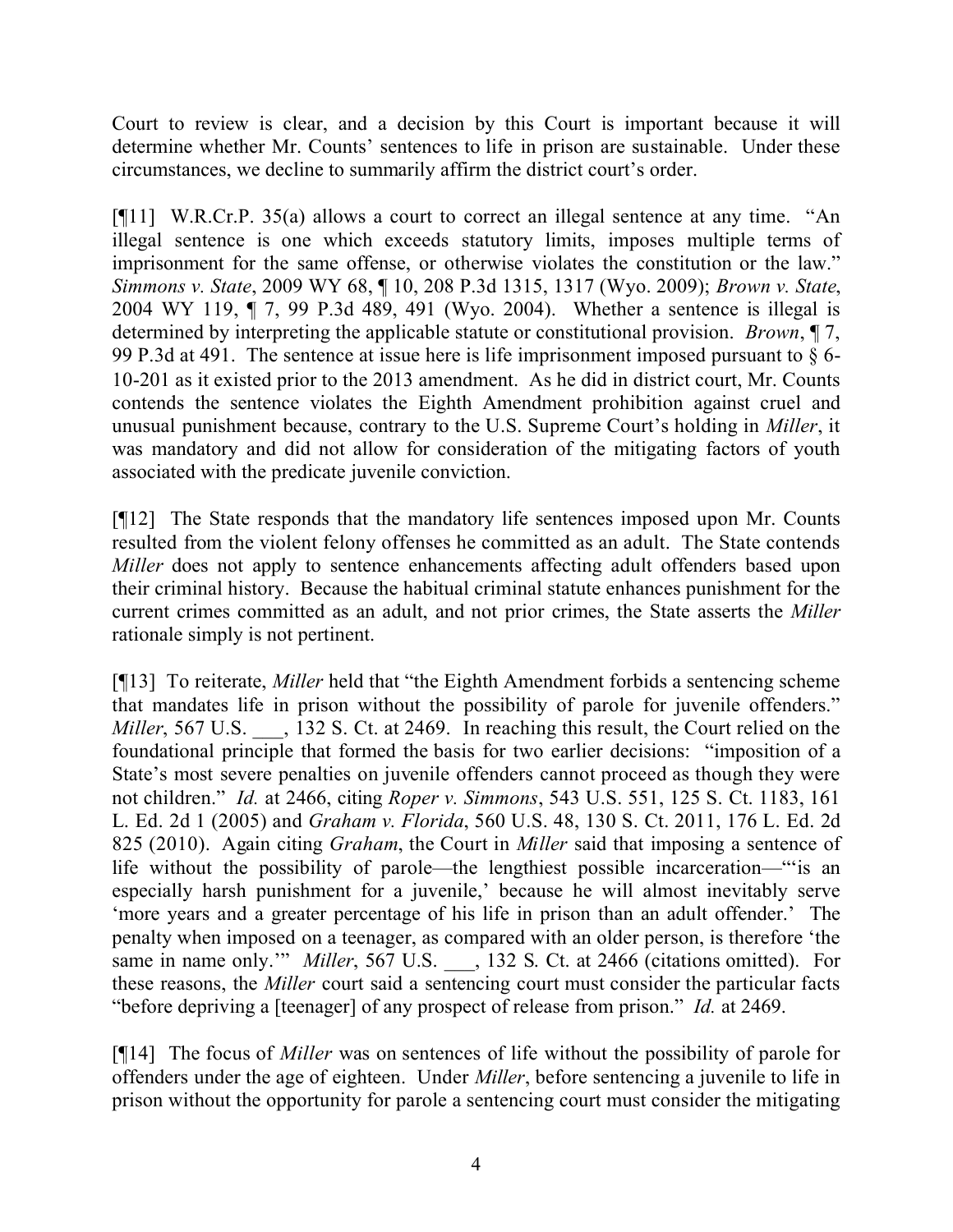Court to review is clear, and a decision by this Court is important because it will determine whether Mr. Counts' sentences to life in prison are sustainable. Under these circumstances, we decline to summarily affirm the district court's order.

[¶11] W.R.Cr.P. 35(a) allows a court to correct an illegal sentence at any time. "An illegal sentence is one which exceeds statutory limits, imposes multiple terms of imprisonment for the same offense, or otherwise violates the constitution or the law." *Simmons v. State*, 2009 WY 68, ¶ 10, 208 P.3d 1315, 1317 (Wyo. 2009); *Brown v. State*, 2004 WY 119, ¶ 7, 99 P.3d 489, 491 (Wyo. 2004). Whether a sentence is illegal is determined by interpreting the applicable statute or constitutional provision. *Brown*, ¶ 7, 99 P.3d at 491. The sentence at issue here is life imprisonment imposed pursuant to § 6-10-201 as it existed prior to the 2013 amendment. As he did in district court, Mr. Counts contends the sentence violates the Eighth Amendment prohibition against cruel and unusual punishment because, contrary to the U.S. Supreme Court's holding in *Miller*, it was mandatory and did not allow for consideration of the mitigating factors of youth associated with the predicate juvenile conviction.

[¶12] The State responds that the mandatory life sentences imposed upon Mr. Counts resulted from the violent felony offenses he committed as an adult. The State contends *Miller* does not apply to sentence enhancements affecting adult offenders based upon their criminal history. Because the habitual criminal statute enhances punishment for the current crimes committed as an adult, and not prior crimes, the State asserts the *Miller* rationale simply is not pertinent.

[¶13] To reiterate, *Miller* held that "the Eighth Amendment forbids a sentencing scheme that mandates life in prison without the possibility of parole for juvenile offenders." *Miller*, 567 U.S. ___, 132 S. Ct. at 2469. In reaching this result, the Court relied on the foundational principle that formed the basis for two earlier decisions: "imposition of a State's most severe penalties on juvenile offenders cannot proceed as though they were not children." *Id.* at 2466, citing *Roper v. Simmons*, 543 U.S. 551, 125 S. Ct. 1183, 161 L. Ed. 2d 1 (2005) and *Graham v. Florida*, 560 U.S. 48, 130 S. Ct. 2011, 176 L. Ed. 2d 825 (2010). Again citing *Graham*, the Court in *Miller* said that imposing a sentence of life without the possibility of parole—the lengthiest possible incarceration—"'is an especially harsh punishment for a juvenile,' because he will almost inevitably serve 'more years and a greater percentage of his life in prison than an adult offender.' The penalty when imposed on a teenager, as compared with an older person, is therefore 'the same in name only.'" *Miller*, 567 U.S. ___, 132 S. Ct. at 2466 (citations omitted). For these reasons, the *Miller* court said a sentencing court must consider the particular facts "before depriving a [teenager] of any prospect of release from prison." *Id.* at 2469.

[¶14] The focus of *Miller* was on sentences of life without the possibility of parole for offenders under the age of eighteen. Under *Miller*, before sentencing a juvenile to life in prison without the opportunity for parole a sentencing court must consider the mitigating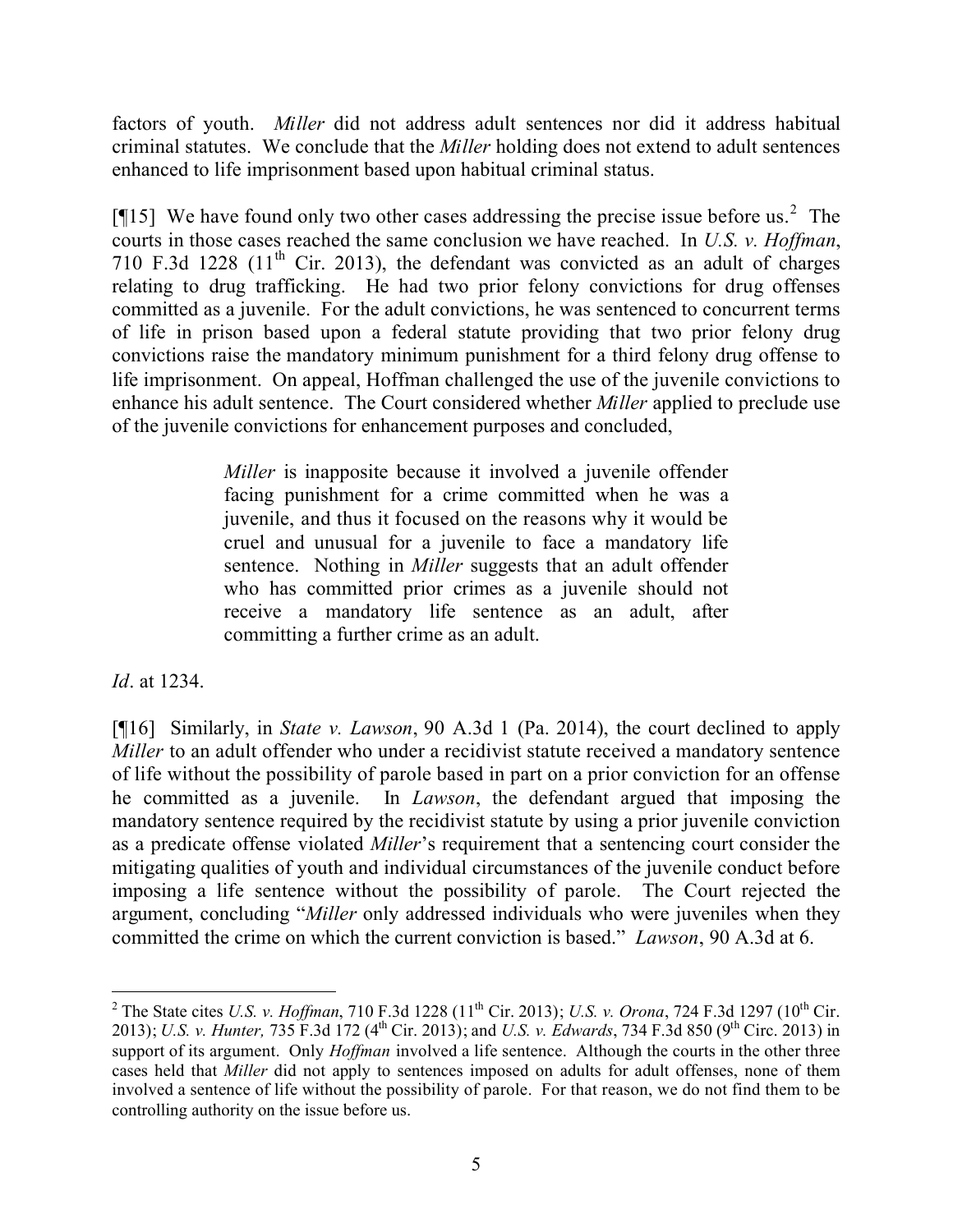factors of youth. *Miller* did not address adult sentences nor did it address habitual criminal statutes. We conclude that the *Miller* holding does not extend to adult sentences enhanced to life imprisonment based upon habitual criminal status.

[¶15] We have found only two other cases addressing the precise issue before us.[2] The courts in those cases reached the same conclusion we have reached. In *U.S. v. Hoffman*, 710 F.3d 1228 (11th Cir. 2013), the defendant was convicted as an adult of charges relating to drug trafficking. He had two prior felony convictions for drug offenses committed as a juvenile. For the adult convictions, he was sentenced to concurrent terms of life in prison based upon a federal statute providing that two prior felony drug convictions raise the mandatory minimum punishment for a third felony drug offense to life imprisonment. On appeal, Hoffman challenged the use of the juvenile convictions to enhance his adult sentence. The Court considered whether *Miller* applied to preclude use of the juvenile convictions for enhancement purposes and concluded,

> *Miller* is inapposite because it involved a juvenile offender facing punishment for a crime committed when he was a juvenile, and thus it focused on the reasons why it would be cruel and unusual for a juvenile to face a mandatory life sentence. Nothing in *Miller* suggests that an adult offender who has committed prior crimes as a juvenile should not receive a mandatory life sentence as an adult, after committing a further crime as an adult.

*Id*. at 1234.

[¶16] Similarly, in *State v. Lawson*, 90 A.3d 1 (Pa. 2014), the court declined to apply *Miller* to an adult offender who under a recidivist statute received a mandatory sentence of life without the possibility of parole based in part on a prior conviction for an offense he committed as a juvenile. In *Lawson*, the defendant argued that imposing the mandatory sentence required by the recidivist statute by using a prior juvenile conviction as a predicate offense violated *Miller*'s requirement that a sentencing court consider the mitigating qualities of youth and individual circumstances of the juvenile conduct before imposing a life sentence without the possibility of parole. The Court rejected the argument, concluding "*Miller* only addressed individuals who were juveniles when they committed the crime on which the current conviction is based." *Lawson*, 90 A.3d at 6.

---

[2] The State cites *U.S. v. Hoffman*, 710 F.3d 1228 (11th Cir. 2013); *U.S. v. Orona*, 724 F.3d 1297 (10th Cir. 2013); *U.S. v. Hunter,* 735 F.3d 172 (4th Cir. 2013); and *U.S. v. Edwards*, 734 F.3d 850 (9th Circ. 2013) in support of its argument. Only *Hoffman* involved a life sentence. Although the courts in the other three cases held that *Miller* did not apply to sentences imposed on adults for adult offenses, none of them involved a sentence of life without the possibility of parole. For that reason, we do not find them to be controlling authority on the issue before us.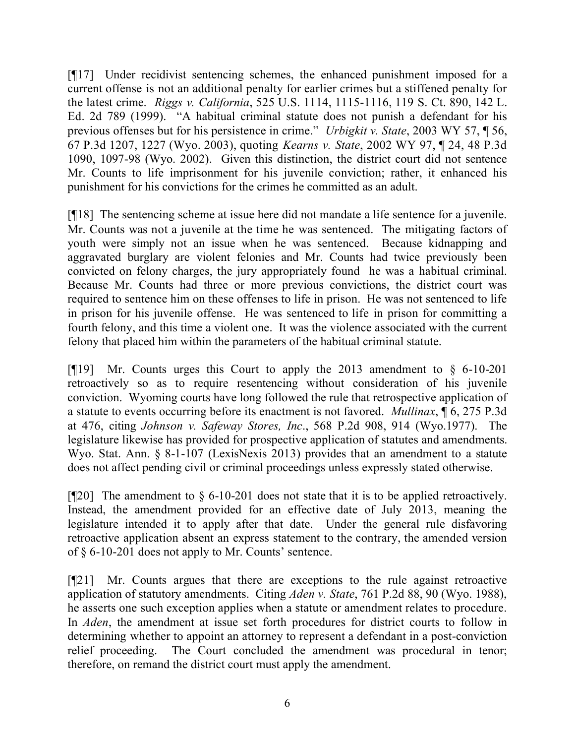[¶17] Under recidivist sentencing schemes, the enhanced punishment imposed for a current offense is not an additional penalty for earlier crimes but a stiffened penalty for the latest crime. *Riggs v. California*, 525 U.S. 1114, 1115-1116, 119 S. Ct. 890, 142 L. Ed. 2d 789 (1999). "A habitual criminal statute does not punish a defendant for his previous offenses but for his persistence in crime." *Urbigkit v. State*, 2003 WY 57, ¶ 56, 67 P.3d 1207, 1227 (Wyo. 2003), quoting *Kearns v. State*, 2002 WY 97, ¶ 24, 48 P.3d 1090, 1097-98 (Wyo. 2002). Given this distinction, the district court did not sentence Mr. Counts to life imprisonment for his juvenile conviction; rather, it enhanced his punishment for his convictions for the crimes he committed as an adult.

[¶18] The sentencing scheme at issue here did not mandate a life sentence for a juvenile. Mr. Counts was not a juvenile at the time he was sentenced. The mitigating factors of youth were simply not an issue when he was sentenced. Because kidnapping and aggravated burglary are violent felonies and Mr. Counts had twice previously been convicted on felony charges, the jury appropriately found he was a habitual criminal. Because Mr. Counts had three or more previous convictions, the district court was required to sentence him on these offenses to life in prison. He was not sentenced to life in prison for his juvenile offense. He was sentenced to life in prison for committing a fourth felony, and this time a violent one. It was the violence associated with the current felony that placed him within the parameters of the habitual criminal statute.

[¶19] Mr. Counts urges this Court to apply the 2013 amendment to § 6-10-201 retroactively so as to require resentencing without consideration of his juvenile conviction. Wyoming courts have long followed the rule that retrospective application of a statute to events occurring before its enactment is not favored. *Mullinax*, ¶ 6, 275 P.3d at 476, citing *Johnson v. Safeway Stores, Inc*., 568 P.2d 908, 914 (Wyo.1977). The legislature likewise has provided for prospective application of statutes and amendments. Wyo. Stat. Ann. § 8-1-107 (LexisNexis 2013) provides that an amendment to a statute does not affect pending civil or criminal proceedings unless expressly stated otherwise.

[¶20] The amendment to § 6-10-201 does not state that it is to be applied retroactively. Instead, the amendment provided for an effective date of July 2013, meaning the legislature intended it to apply after that date. Under the general rule disfavoring retroactive application absent an express statement to the contrary, the amended version of § 6-10-201 does not apply to Mr. Counts' sentence.

[¶21] Mr. Counts argues that there are exceptions to the rule against retroactive application of statutory amendments. Citing *Aden v. State*, 761 P.2d 88, 90 (Wyo. 1988), he asserts one such exception applies when a statute or amendment relates to procedure. In *Aden*, the amendment at issue set forth procedures for district courts to follow in determining whether to appoint an attorney to represent a defendant in a post-conviction relief proceeding. The Court concluded the amendment was procedural in tenor; therefore, on remand the district court must apply the amendment.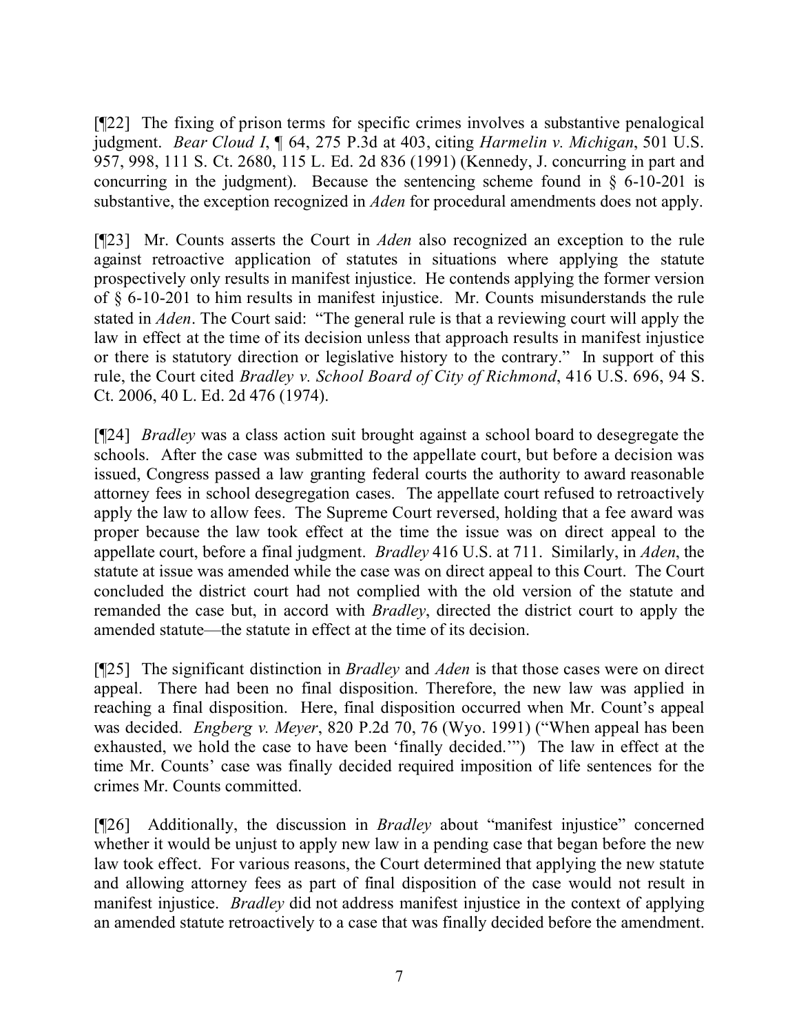[¶22] The fixing of prison terms for specific crimes involves a substantive penalogical judgment. *Bear Cloud I*, ¶ 64, 275 P.3d at 403, citing *Harmelin v. Michigan*, 501 U.S. 957, 998, 111 S. Ct. 2680, 115 L. Ed. 2d 836 (1991) (Kennedy, J. concurring in part and concurring in the judgment). Because the sentencing scheme found in § 6-10-201 is substantive, the exception recognized in *Aden* for procedural amendments does not apply.

[¶23] Mr. Counts asserts the Court in *Aden* also recognized an exception to the rule against retroactive application of statutes in situations where applying the statute prospectively only results in manifest injustice. He contends applying the former version of § 6-10-201 to him results in manifest injustice. Mr. Counts misunderstands the rule stated in *Aden*. The Court said: "The general rule is that a reviewing court will apply the law in effect at the time of its decision unless that approach results in manifest injustice or there is statutory direction or legislative history to the contrary." In support of this rule, the Court cited *Bradley v. School Board of City of Richmond*, 416 U.S. 696, 94 S. Ct. 2006, 40 L. Ed. 2d 476 (1974).

[¶24] *Bradley* was a class action suit brought against a school board to desegregate the schools. After the case was submitted to the appellate court, but before a decision was issued, Congress passed a law granting federal courts the authority to award reasonable attorney fees in school desegregation cases. The appellate court refused to retroactively apply the law to allow fees. The Supreme Court reversed, holding that a fee award was proper because the law took effect at the time the issue was on direct appeal to the appellate court, before a final judgment. *Bradley* 416 U.S. at 711. Similarly, in *Aden*, the statute at issue was amended while the case was on direct appeal to this Court. The Court concluded the district court had not complied with the old version of the statute and remanded the case but, in accord with *Bradley*, directed the district court to apply the amended statute—the statute in effect at the time of its decision.

[¶25] The significant distinction in *Bradley* and *Aden* is that those cases were on direct appeal. There had been no final disposition. Therefore, the new law was applied in reaching a final disposition. Here, final disposition occurred when Mr. Count's appeal was decided. *Engberg v. Meyer*, 820 P.2d 70, 76 (Wyo. 1991) ("When appeal has been exhausted, we hold the case to have been 'finally decided.'") The law in effect at the time Mr. Counts' case was finally decided required imposition of life sentences for the crimes Mr. Counts committed.

[¶26] Additionally, the discussion in *Bradley* about "manifest injustice" concerned whether it would be unjust to apply new law in a pending case that began before the new law took effect. For various reasons, the Court determined that applying the new statute and allowing attorney fees as part of final disposition of the case would not result in manifest injustice. *Bradley* did not address manifest injustice in the context of applying an amended statute retroactively to a case that was finally decided before the amendment.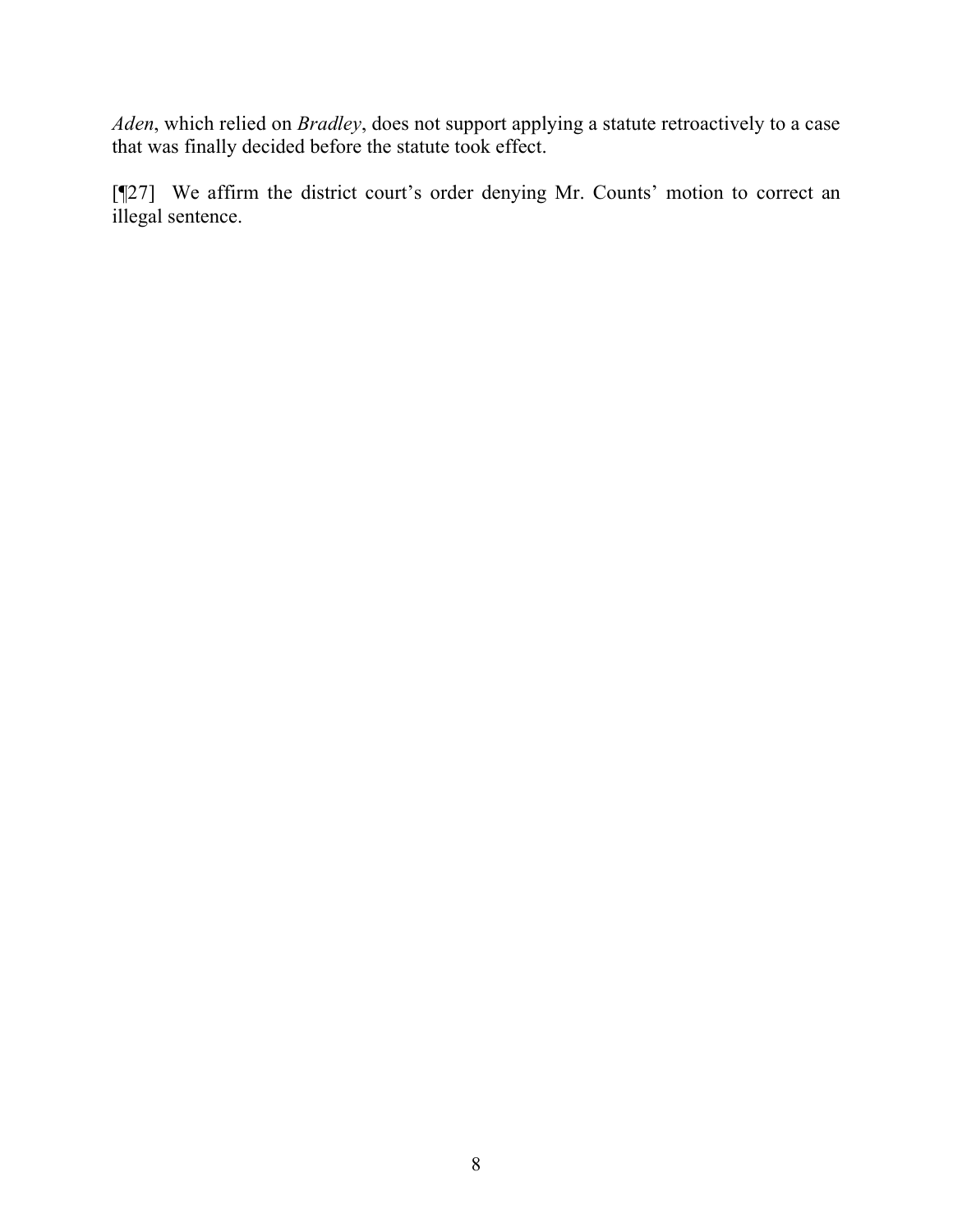*Aden*, which relied on *Bradley*, does not support applying a statute retroactively to a case that was finally decided before the statute took effect.

[¶27] We affirm the district court's order denying Mr. Counts' motion to correct an illegal sentence.